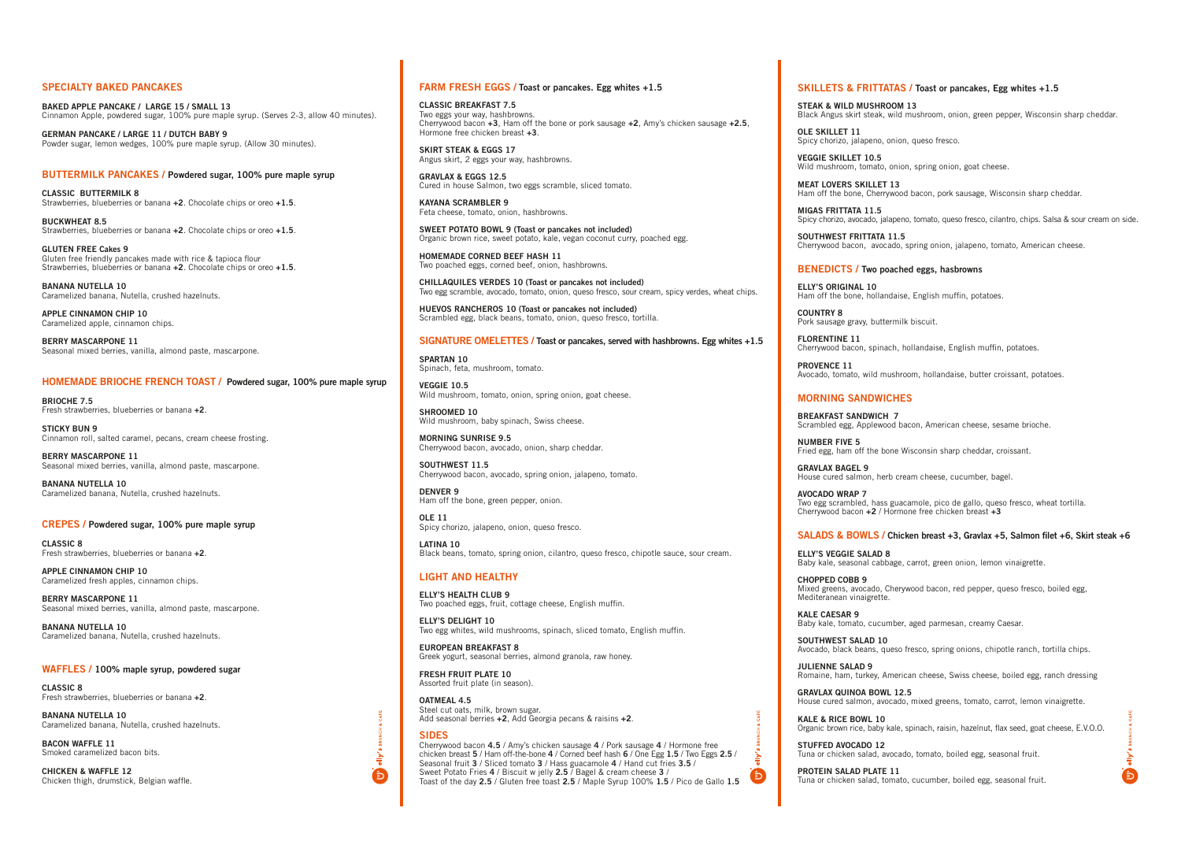## SPECIALTY BAKED PANCAKES

**BAKED APPLE PANCAKE / LARGE 15 / SMALL 13**
Cinnamon Apple, powdered sugar, 100% pure maple syrup. (Serves 2-3, allow 40 minutes).

**GERMAN PANCAKE / LARGE 11 / DUTCH BABY 9**
Powder sugar, lemon wedges, 100% pure maple syrup. (Allow 30 minutes).

## BUTTERMILK PANCAKES / Powdered sugar, 100% pure maple syrup

**CLASSIC BUTTERMILK 8**
Strawberries, blueberries or banana **+2**. Chocolate chips or oreo **+1.5**.

**BUCKWHEAT 8.5**
Strawberries, blueberries or banana **+2**. Chocolate chips or oreo **+1.5**.

**GLUTEN FREE Cakes 9**
Gluten free friendly pancakes made with rice & tapioca flour
Strawberries, blueberries or banana **+2**. Chocolate chips or oreo **+1.5**.

**BANANA NUTELLA 10**
Caramelized banana, Nutella, crushed hazelnuts.

**APPLE CINNAMON CHIP 10**
Caramelized apple, cinnamon chips.

**BERRY MASCARPONE 11**
Seasonal mixed berries, vanilla, almond paste, mascarpone.

## HOMEMADE BRIOCHE FRENCH TOAST / Powdered sugar, 100% pure maple syrup

**BRIOCHE 7.5**
Fresh strawberries, blueberries or banana **+2**.

**STICKY BUN 9**
Cinnamon roll, salted caramel, pecans, cream cheese frosting.

**BERRY MASCARPONE 11**
Seasonal mixed berries, vanilla, almond paste, mascarpone.

**BANANA NUTELLA 10**
Caramelized banana, Nutella, crushed hazelnuts.

## CREPES / Powdered sugar, 100% pure maple syrup

**CLASSIC 8**
Fresh strawberries, blueberries or banana **+2**.

**APPLE CINNAMON CHIP 10**
Caramelized fresh apples, cinnamon chips.

**BERRY MASCARPONE 11**
Seasonal mixed berries, vanilla, almond paste, mascarpone.

**BANANA NUTELLA 10**
Caramelized banana, Nutella, crushed hazelnuts.

## WAFFLES / 100% maple syrup, powdered sugar

**CLASSIC 8**
Fresh strawberries, blueberries or banana **+2**.

**BANANA NUTELLA 10**
Caramelized banana, Nutella, crushed hazelnuts.

**BACON WAFFLE 11**
Smoked caramelized bacon bits.

**CHICKEN & WAFFLE 12**
Chicken thigh, drumstick, Belgian waffle.

## FARM FRESH EGGS / Toast or pancakes. Egg whites +1.5

**CLASSIC BREAKFAST 7.5**
Two eggs your way, hashbrowns.
Cherrywood bacon **+3**, Ham off the bone or pork sausage **+2**, Amy's chicken sausage **+2.5**, Hormone free chicken breast **+3**.

**SKIRT STEAK & EGGS 17**
Angus skirt, 2 eggs your way, hashbrowns.

**GRAVLAX & EGGS 12.5**
Cured in house Salmon, two eggs scramble, sliced tomato.

**KAYANA SCRAMBLER 9**
Feta cheese, tomato, onion, hashbrowns.

**SWEET POTATO BOWL 9 (Toast or pancakes not included)**
Organic brown rice, sweet potato, kale, vegan coconut curry, poached egg.

**HOMEMADE CORNED BEEF HASH 11**
Two poached eggs, corned beef, onion, hashbrowns.

**CHILLAQUILES VERDES 10 (Toast or pancakes not included)**
Two egg scramble, avocado, tomato, onion, queso fresco, sour cream, spicy verdes, wheat chips.

**HUEVOS RANCHEROS 10 (Toast or pancakes not included)**
Scrambled egg, black beans, tomato, onion, queso fresco, tortilla.

## SIGNATURE OMELETTES / Toast or pancakes, served with hashbrowns. Egg whites +1.5

**SPARTAN 10**
Spinach, feta, mushroom, tomato.

**VEGGIE 10.5**
Wild mushroom, tomato, onion, spring onion, goat cheese.

**SHROOMED 10**
Wild mushroom, baby spinach, Swiss cheese.

**MORNING SUNRISE 9.5**
Cherrywood bacon, avocado, onion, sharp cheddar.

**SOUTHWEST 11.5**
Cherrywood bacon, avocado, spring onion, jalapeno, tomato.

**DENVER 9**
Ham off the bone, green pepper, onion.

**OLE 11**
Spicy chorizo, jalapeno, onion, queso fresco.

**LATINA 10**
Black beans, tomato, spring onion, cilantro, queso fresco, chipotle sauce, sour cream.

## LIGHT AND HEALTHY

**ELLY'S HEALTH CLUB 9**
Two poached eggs, fruit, cottage cheese, English muffin.

**ELLY'S DELIGHT 10**
Two egg whites, wild mushrooms, spinach, sliced tomato, English muffin.

**EUROPEAN BREAKFAST 8**
Greek yogurt, seasonal berries, almond granola, raw honey.

**FRESH FRUIT PLATE 10**
Assorted fruit plate (in season).

**OATMEAL 4.5**
Steel cut oats, milk, brown sugar.
Add seasonal berries **+2**, Add Georgia pecans & raisins **+2**.

## SIDES

Cherrywood bacon **4.5** / Amy's chicken sausage **4** / Pork sausage **4** / Hormone free chicken breast **5** / Ham off-the-bone **4** / Corned beef hash **6** / One Egg **1.5** / Two Eggs **2.5** / Seasonal fruit **3** / Sliced tomato **3** / Hass guacamole **4** / Hand cut fries **3.5** / Sweet Potato Fries **4** / Biscuit w jelly **2.5** / Bagel & cream cheese **3** / Toast of the day **2.5** / Gluten free toast **2.5** / Maple Syrup 100% **1.5** / Pico de Gallo **1.5**

## SKILLETS & FRITTATAS / Toast or pancakes, Egg whites +1.5

**STEAK & WILD MUSHROOM 13**
Black Angus skirt steak, wild mushroom, onion, green pepper, Wisconsin sharp cheddar.

**OLE SKILLET 11**
Spicy chorizo, jalapeno, onion, queso fresco.

**VEGGIE SKILLET 10.5**
Wild mushroom, tomato, onion, spring onion, goat cheese.

**MEAT LOVERS SKILLET 13**
Ham off the bone, Cherrywood bacon, pork sausage, Wisconsin sharp cheddar.

**MIGAS FRITTATA 11.5**
Spicy chorizo, avocado, jalapeno, tomato, queso fresco, cilantro, chips. Salsa & sour cream on side.

**SOUTHWEST FRITTATA 11.5**
Cherrywood bacon, avocado, spring onion, jalapeno, tomato, American cheese.

## BENEDICTS / Two poached eggs, hasbrowns

**ELLY'S ORIGINAL 10**
Ham off the bone, hollandaise, English muffin, potatoes.

**COUNTRY 8**
Pork sausage gravy, buttermilk biscuit.

**FLORENTINE 11**
Cherrywood bacon, spinach, hollandaise, English muffin, potatoes.

**PROVENCE 11**
Avocado, tomato, wild mushroom, hollandaise, butter croissant, potatoes.

## MORNING SANDWICHES

**BREAKFAST SANDWICH 7**
Scrambled egg, Applewood bacon, American cheese, sesame brioche.

**NUMBER FIVE 5**
Fried egg, ham off the bone Wisconsin sharp cheddar, croissant.

**GRAVLAX BAGEL 9**
House cured salmon, herb cream cheese, cucumber, bagel.

**AVOCADO WRAP 7**
Two egg scrambled, hass guacamole, pico de gallo, queso fresco, wheat tortilla.
Cherrywood bacon **+2** / Hormone free chicken breast **+3**

## SALADS & BOWLS / Chicken breast +3, Gravlax +5, Salmon filet +6, Skirt steak +6

**ELLY'S VEGGIE SALAD 8**
Baby kale, seasonal cabbage, carrot, green onion, lemon vinaigrette.

**CHOPPED COBB 9**
Mixed greens, avocado, Cherywood bacon, red pepper, queso fresco, boiled egg, Mediteranean vinaigrette.

**KALE CAESAR 9**
Baby kale, tomato, cucumber, aged parmesan, creamy Caesar.

**SOUTHWEST SALAD 10**
Avocado, black beans, queso fresco, spring onions, chipotle ranch, tortilla chips.

**JULIENNE SALAD 9**
Romaine, ham, turkey, American cheese, Swiss cheese, boiled egg, ranch dressing

**GRAVLAX QUINOA BOWL 12.5**
House cured salmon, avocado, mixed greens, tomato, carrot, lemon vinaigrette.

**KALE & RICE BOWL 10**
Organic brown rice, baby kale, spinach, raisin, hazelnut, flax seed, goat cheese, E.V.O.O.

**STUFFED AVOCADO 12**
Tuna or chicken salad, avocado, tomato, boiled egg, seasonal fruit.

**PROTEIN SALAD PLATE 11**
Tuna or chicken salad, tomato, cucumber, boiled egg, seasonal fruit.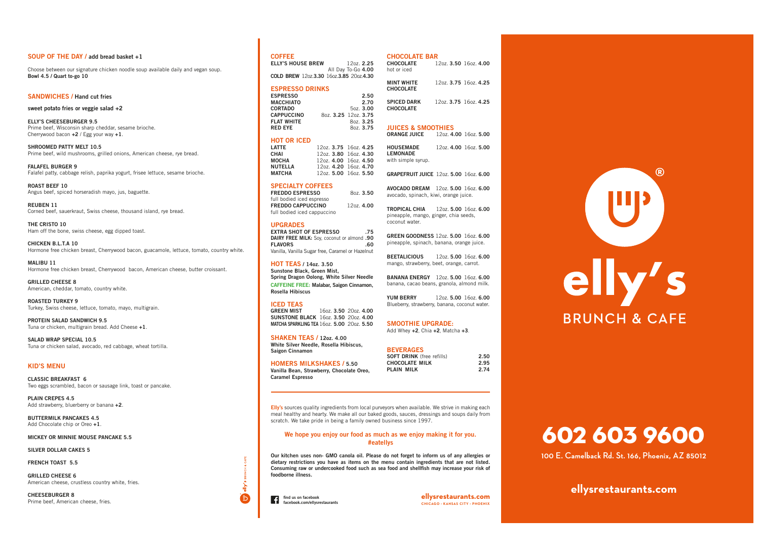## SOUP OF THE DAY / add bread basket +1

Choose between our signature chicken noodle soup available daily and vegan soup.
**Bowl 4.5 / Quart to-go 10**

## SANDWICHES / Hand cut fries

**sweet potato fries or veggie salad +2**

**ELLY'S CHEESEBURGER 9.5**
Prime beef, Wisconsin sharp cheddar, sesame brioche.
Cherrywood bacon **+2** / Egg your way **+1**.

**SHROOMED PATTY MELT 10.5**
Prime beef, wild mushrooms, grilled onions, American cheese, rye bread.

**FALAFEL BURGER 9**
Falafel patty, cabbage relish, paprika yogurt, frisee lettuce, sesame brioche.

**ROAST BEEF 10**
Angus beef, spiced horseradish mayo, jus, baguette.

**REUBEN 11**
Corned beef, sauerkraut, Swiss cheese, thousand island, rye bread.

**THE CRISTO 10**
Ham off the bone, swiss cheese, egg dipped toast.

**CHICKEN B.L.T.A 10**
Hormone free chicken breast, Cherrywood bacon, guacamole, lettuce, tomato, country white.

**MALIBU 11**
Hormone free chicken breast, Cherrywood bacon, American cheese, butter croissant.

**GRILLED CHEESE 8**
American, cheddar, tomato, country white.

**ROASTED TURKEY 9**
Turkey, Swiss cheese, lettuce, tomato, mayo, multigrain.

**PROTEIN SALAD SANDWICH 9.5**
Tuna or chicken, multigrain bread. Add Cheese **+1**.

**SALAD WRAP SPECIAL 10.5**
Tuna or chicken salad, avocado, red cabbage, wheat tortilla.

## KID'S MENU

**CLASSIC BREAKFAST 6**
Two eggs scrambled, bacon or sausage link, toast or pancake.

**PLAIN CREPES 4.5**
Add strawberry, blueberry or banana **+2**.

**BUTTERMILK PANCAKES 4.5**
Add Chocolate chip or Oreo **+1**.

**MICKEY OR MINNIE MOUSE PANCAKE 5.5**

**SILVER DOLLAR CAKES 5**

**FRENCH TOAST 5.5**

**GRILLED CHEESE 6**
American cheese, crustless country white, fries.

**CHEESEBURGER 8**
Prime beef, American cheese, fries.

## COFFEE

**ELLY'S HOUSE BREW** 12oz. **2.25**
All Day To-Go **4.00**

**COLD BREW** 12oz.**3.30** 16oz.**3.85** 20oz.**4.30**

## ESPRESSO DRINKS

| | |
|---|---|
| **ESPRESSO** | **2.50** |
| **MACCHIATO** | **2.70** |
| **CORTADO** | 5oz. **3.00** |
| **CAPPUCCINO** | 8oz. **3.25** 12oz. **3.75** |
| **FLAT WHITE** | 8oz. **3.25** |
| **RED EYE** | 8oz. **3.75** |

## HOT OR ICED

| | | |
|---|---|---|
| **LATTE** | 12oz. **3.75** | 16oz. **4.25** |
| **CHAI** | 12oz. **3.80** | 16oz. **4.30** |
| **MOCHA** | 12oz. **4.00** | 16oz. **4.50** |
| **NUTELLA** | 12oz. **4.20** | 16oz. **4.70** |
| **MATCHA** | 12oz. **5.00** | 16oz. **5.50** |

## SPECIALTY COFFEES

**FREDDO ESPRESSO** 8oz. **3.50**
full bodied iced espresso

**FREDDO CAPPUCCINO** 12oz. **4.00**
full bodied iced cappuccino

## UPGRADES

**EXTRA SHOT OF ESPRESSO .75**
**DAIRY FREE MILK:** Soy, coconut or almond **.90**
**FLAVORS .60**
Vanilla, Vanilla Sugar free, Caramel or Hazelnut

## HOT TEAS / 14oz. 3.50

**Sunstone Black, Green Mist, Spring Dragon Oolong, White Silver Needle**
**CAFFEINE FREE: Malabar, Saigon Cinnamon, Rosella Hibiscus**

## ICED TEAS

| | | |
|---|---|---|
| **GREEN MIST** | 16oz. **3.50** | 20oz. **4.00** |
| **SUNSTONE BLACK** | 16oz. **3.50** | 20oz. **4.00** |
| **MATCHA SPARKLING TEA** | 16oz. **5.00** | 20oz. **5.50** |

## SHAKEN TEAS / 12oz. 4.00

**White Silver Needle, Rosella Hibiscus, Saigon Cinnamon**

## HOMERS MILKSHAKES / 5.50

**Vanilla Bean, Strawberry, Chocolate Oreo, Caramel Espresso**

## CHOCOLATE BAR

**CHOCOLATE** 12oz. **3.50** 16oz. **4.00**
hot or iced

**MINT WHITE CHOCOLATE** 12oz. **3.75** 16oz. **4.25**

**SPICED DARK CHOCOLATE** 12oz. **3.75** 16oz. **4.25**

## JUICES & SMOOTHIES

**ORANGE JUICE** 12oz. **4.00** 16oz. **5.00**

**HOUSEMADE LEMONADE** 12oz. **4.00** 16oz. **5.00**
with simple syrup.

**GRAPEFRUIT JUICE** 12oz. **5.00** 16oz. **6.00**

**AVOCADO DREAM** 12oz. **5.00** 16oz. **6.00**
avocado, spinach, kiwi, orange juice.

**TROPICAL CHIA** 12oz. **5.00** 16oz. **6.00**
pineapple, mango, ginger, chia seeds, coconut water.

**GREEN GOODNESS** 12oz. **5.00** 16oz. **6.00**
pineapple, spinach, banana, orange juice.

**BEETALICIOUS** 12oz. **5.00** 16oz. **6.00**
mango, strawberry, beet, orange, carrot.

**BANANA ENERGY** 12oz. **5.00** 16oz. **6.00**
banana, cacao beans, granola, almond milk.

**YUM BERRY** 12oz. **5.00** 16oz. **6.00**
Blueberry, strawberry, banana, coconut water.

## SMOOTHIE UPGRADE:

Add Whey **+2**, Chia **+2**, Matcha **+3**.

## BEVERAGES

| | |
|---|---|
| **SOFT DRINK** (free refills) | **2.50** |
| **CHOCOLATE MILK** | **2.95** |
| **PLAIN MILK** | **2.74** |

**Elly's** sources quality ingredients from local purveyors when available. We strive in making each meal healthy and hearty. We make all our baked goods, sauces, dressings and soups daily from scratch. We take pride in being a family owned business since 1997.

**We hope you enjoy our food as much as we enjoy making it for you. #eatellys**

**Our kitchen uses non- GMO canola oil. Please do not forget to inform us of any allergies or dietary restrictions you have as items on the menu contain ingredients that are not listed. Consuming raw or undercooked food such as sea food and shellfish may increase your risk of foodborne illness.**

find us on facebook
facebook.com/ellysrestaurants

**ellysrestaurants.com**
CHICAGO - KANSAS CITY - PHOENIX

# elly's
## BRUNCH & CAFE

# 602 603 9600

**100 E. Camelback Rd. St. 166, Phoenix, AZ 85012**

**ellysrestaurants.com**